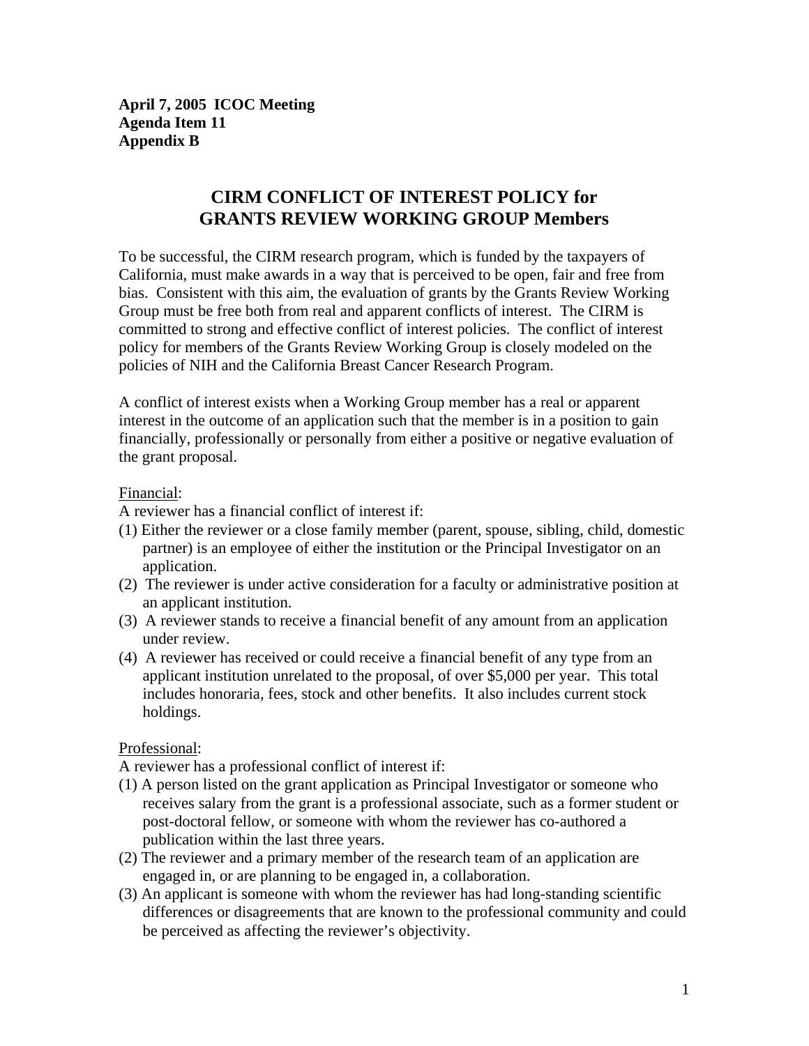**April 7, 2005 ICOC Meeting**
**Agenda Item 11**
**Appendix B**

# CIRM CONFLICT OF INTEREST POLICY for GRANTS REVIEW WORKING GROUP Members

To be successful, the CIRM research program, which is funded by the taxpayers of California, must make awards in a way that is perceived to be open, fair and free from bias. Consistent with this aim, the evaluation of grants by the Grants Review Working Group must be free both from real and apparent conflicts of interest. The CIRM is committed to strong and effective conflict of interest policies. The conflict of interest policy for members of the Grants Review Working Group is closely modeled on the policies of NIH and the California Breast Cancer Research Program.

A conflict of interest exists when a Working Group member has a real or apparent interest in the outcome of an application such that the member is in a position to gain financially, professionally or personally from either a positive or negative evaluation of the grant proposal.

<u>Financial</u>:

A reviewer has a financial conflict of interest if:

(1) Either the reviewer or a close family member (parent, spouse, sibling, child, domestic partner) is an employee of either the institution or the Principal Investigator on an application.

(2) The reviewer is under active consideration for a faculty or administrative position at an applicant institution.

(3) A reviewer stands to receive a financial benefit of any amount from an application under review.

(4) A reviewer has received or could receive a financial benefit of any type from an applicant institution unrelated to the proposal, of over $5,000 per year. This total includes honoraria, fees, stock and other benefits. It also includes current stock holdings.

<u>Professional</u>:

A reviewer has a professional conflict of interest if:

(1) A person listed on the grant application as Principal Investigator or someone who receives salary from the grant is a professional associate, such as a former student or post-doctoral fellow, or someone with whom the reviewer has co-authored a publication within the last three years.

(2) The reviewer and a primary member of the research team of an application are engaged in, or are planning to be engaged in, a collaboration.

(3) An applicant is someone with whom the reviewer has had long-standing scientific differences or disagreements that are known to the professional community and could be perceived as affecting the reviewer's objectivity.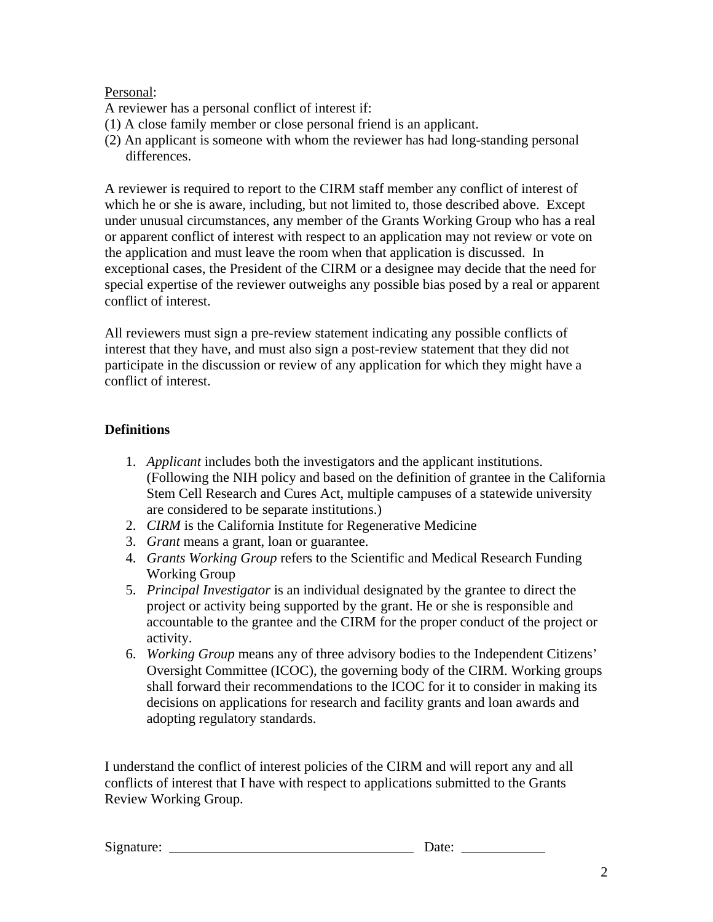Personal:

A reviewer has a personal conflict of interest if:

(1) A close family member or close personal friend is an applicant.

(2) An applicant is someone with whom the reviewer has had long-standing personal differences.

A reviewer is required to report to the CIRM staff member any conflict of interest of which he or she is aware, including, but not limited to, those described above. Except under unusual circumstances, any member of the Grants Working Group who has a real or apparent conflict of interest with respect to an application may not review or vote on the application and must leave the room when that application is discussed. In exceptional cases, the President of the CIRM or a designee may decide that the need for special expertise of the reviewer outweighs any possible bias posed by a real or apparent conflict of interest.

All reviewers must sign a pre-review statement indicating any possible conflicts of interest that they have, and must also sign a post-review statement that they did not participate in the discussion or review of any application for which they might have a conflict of interest.

**Definitions**

1. *Applicant* includes both the investigators and the applicant institutions. (Following the NIH policy and based on the definition of grantee in the California Stem Cell Research and Cures Act, multiple campuses of a statewide university are considered to be separate institutions.)
2. *CIRM* is the California Institute for Regenerative Medicine
3. *Grant* means a grant, loan or guarantee.
4. *Grants Working Group* refers to the Scientific and Medical Research Funding Working Group
5. *Principal Investigator* is an individual designated by the grantee to direct the project or activity being supported by the grant. He or she is responsible and accountable to the grantee and the CIRM for the proper conduct of the project or activity.
6. *Working Group* means any of three advisory bodies to the Independent Citizens' Oversight Committee (ICOC), the governing body of the CIRM. Working groups shall forward their recommendations to the ICOC for it to consider in making its decisions on applications for research and facility grants and loan awards and adopting regulatory standards.

I understand the conflict of interest policies of the CIRM and will report any and all conflicts of interest that I have with respect to applications submitted to the Grants Review Working Group.

Signature: ___________________________________ Date: ____________